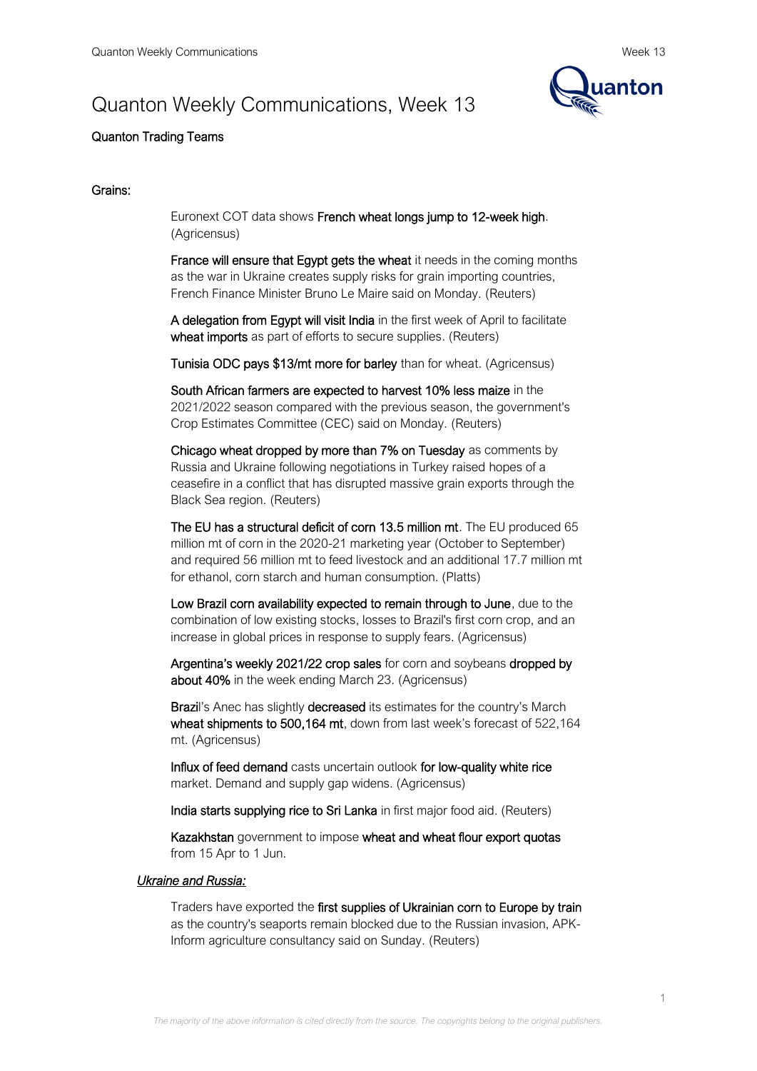# Quanton Weekly Communications, Week 13

**Quanton Trading Teams**

## Grains:

Euronext COT data shows **French wheat longs jump to 12-week high**. (Agricensus)

**France will ensure that Egypt gets the wheat** it needs in the coming months as the war in Ukraine creates supply risks for grain importing countries, French Finance Minister Bruno Le Maire said on Monday. (Reuters)

**A delegation from Egypt will visit India** in the first week of April to facilitate **wheat imports** as part of efforts to secure supplies. (Reuters)

**Tunisia ODC pays $13/mt more for barley** than for wheat. (Agricensus)

**South African farmers are expected to harvest 10% less maize** in the 2021/2022 season compared with the previous season, the government's Crop Estimates Committee (CEC) said on Monday. (Reuters)

**Chicago wheat dropped by more than 7% on Tuesday** as comments by Russia and Ukraine following negotiations in Turkey raised hopes of a ceasefire in a conflict that has disrupted massive grain exports through the Black Sea region. (Reuters)

**The EU has a structural deficit of corn 13.5 million mt**. The EU produced 65 million mt of corn in the 2020-21 marketing year (October to September) and required 56 million mt to feed livestock and an additional 17.7 million mt for ethanol, corn starch and human consumption. (Platts)

**Low Brazil corn availability expected to remain through to June**, due to the combination of low existing stocks, losses to Brazil's first corn crop, and an increase in global prices in response to supply fears. (Agricensus)

**Argentina's weekly 2021/22 crop sales** for corn and soybeans **dropped by about 40%** in the week ending March 23. (Agricensus)

**Brazil**'s Anec has slightly **decreased** its estimates for the country's March **wheat shipments to 500,164 mt**, down from last week's forecast of 522,164 mt. (Agricensus)

**Influx of feed demand** casts uncertain outlook **for low-quality white rice** market. Demand and supply gap widens. (Agricensus)

**India starts supplying rice to Sri Lanka** in first major food aid. (Reuters)

**Kazakhstan** government to impose **wheat and wheat flour export quotas** from 15 Apr to 1 Jun.

### *Ukraine and Russia:*

Traders have exported the **first supplies of Ukrainian corn to Europe by train** as the country's seaports remain blocked due to the Russian invasion, APK-Inform agriculture consultancy said on Sunday. (Reuters)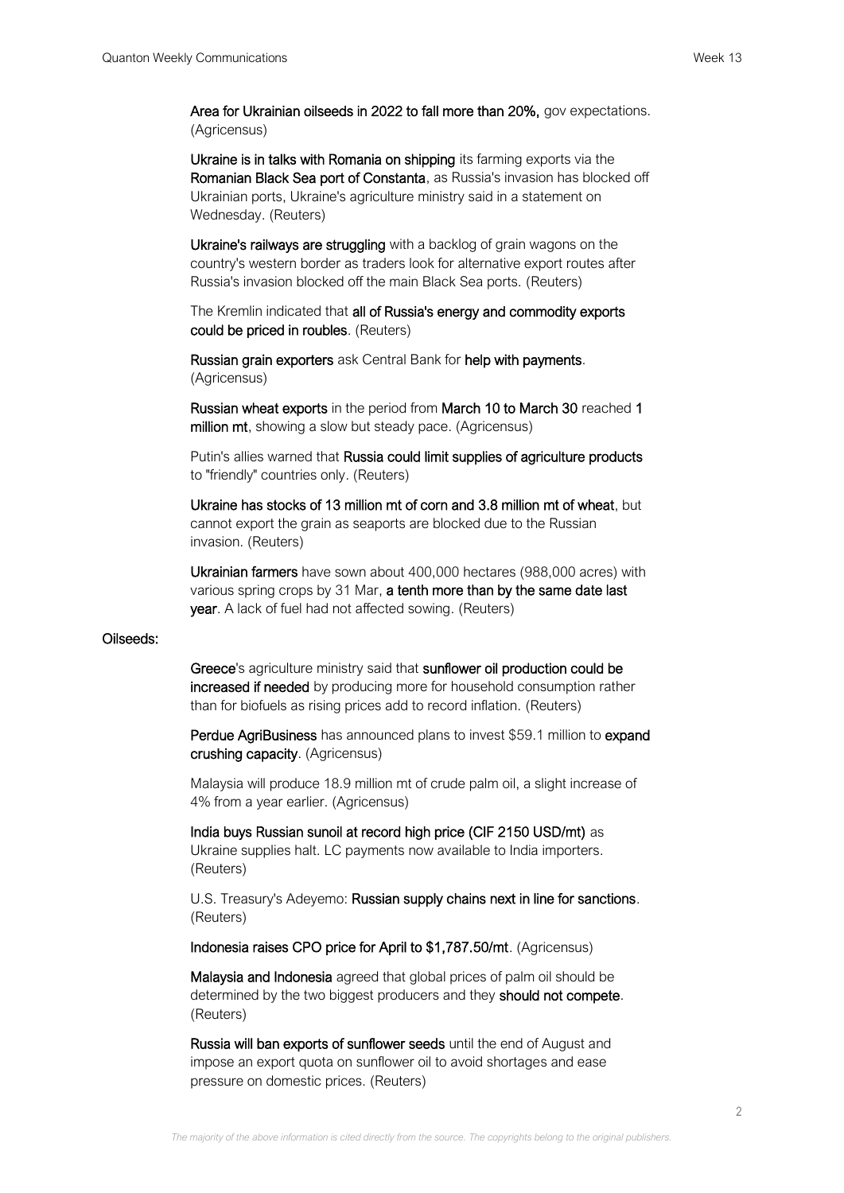**Area for Ukrainian oilseeds in 2022 to fall more than 20%,** gov expectations. (Agricensus)

**Ukraine is in talks with Romania on shipping** its farming exports via the **Romanian Black Sea port of Constanta**, as Russia's invasion has blocked off Ukrainian ports, Ukraine's agriculture ministry said in a statement on Wednesday. (Reuters)

**Ukraine's railways are struggling** with a backlog of grain wagons on the country's western border as traders look for alternative export routes after Russia's invasion blocked off the main Black Sea ports. (Reuters)

The Kremlin indicated that **all of Russia's energy and commodity exports could be priced in roubles**. (Reuters)

**Russian grain exporters** ask Central Bank for **help with payments**. (Agricensus)

**Russian wheat exports** in the period from **March 10 to March 30** reached **1 million mt**, showing a slow but steady pace. (Agricensus)

Putin's allies warned that **Russia could limit supplies of agriculture products** to "friendly" countries only. (Reuters)

**Ukraine has stocks of 13 million mt of corn and 3.8 million mt of wheat**, but cannot export the grain as seaports are blocked due to the Russian invasion. (Reuters)

**Ukrainian farmers** have sown about 400,000 hectares (988,000 acres) with various spring crops by 31 Mar, **a tenth more than by the same date last year**. A lack of fuel had not affected sowing. (Reuters)

**Oilseeds:**

**Greece**'s agriculture ministry said that **sunflower oil production could be increased if needed** by producing more for household consumption rather than for biofuels as rising prices add to record inflation. (Reuters)

**Perdue AgriBusiness** has announced plans to invest $59.1 million to **expand crushing capacity**. (Agricensus)

Malaysia will produce 18.9 million mt of crude palm oil, a slight increase of 4% from a year earlier. (Agricensus)

**India buys Russian sunoil at record high price (CIF 2150 USD/mt)** as Ukraine supplies halt. LC payments now available to India importers. (Reuters)

U.S. Treasury's Adeyemo: **Russian supply chains next in line for sanctions**. (Reuters)

**Indonesia raises CPO price for April to $1,787.50/mt**. (Agricensus)

**Malaysia and Indonesia** agreed that global prices of palm oil should be determined by the two biggest producers and they **should not compete**. (Reuters)

**Russia will ban exports of sunflower seeds** until the end of August and impose an export quota on sunflower oil to avoid shortages and ease pressure on domestic prices. (Reuters)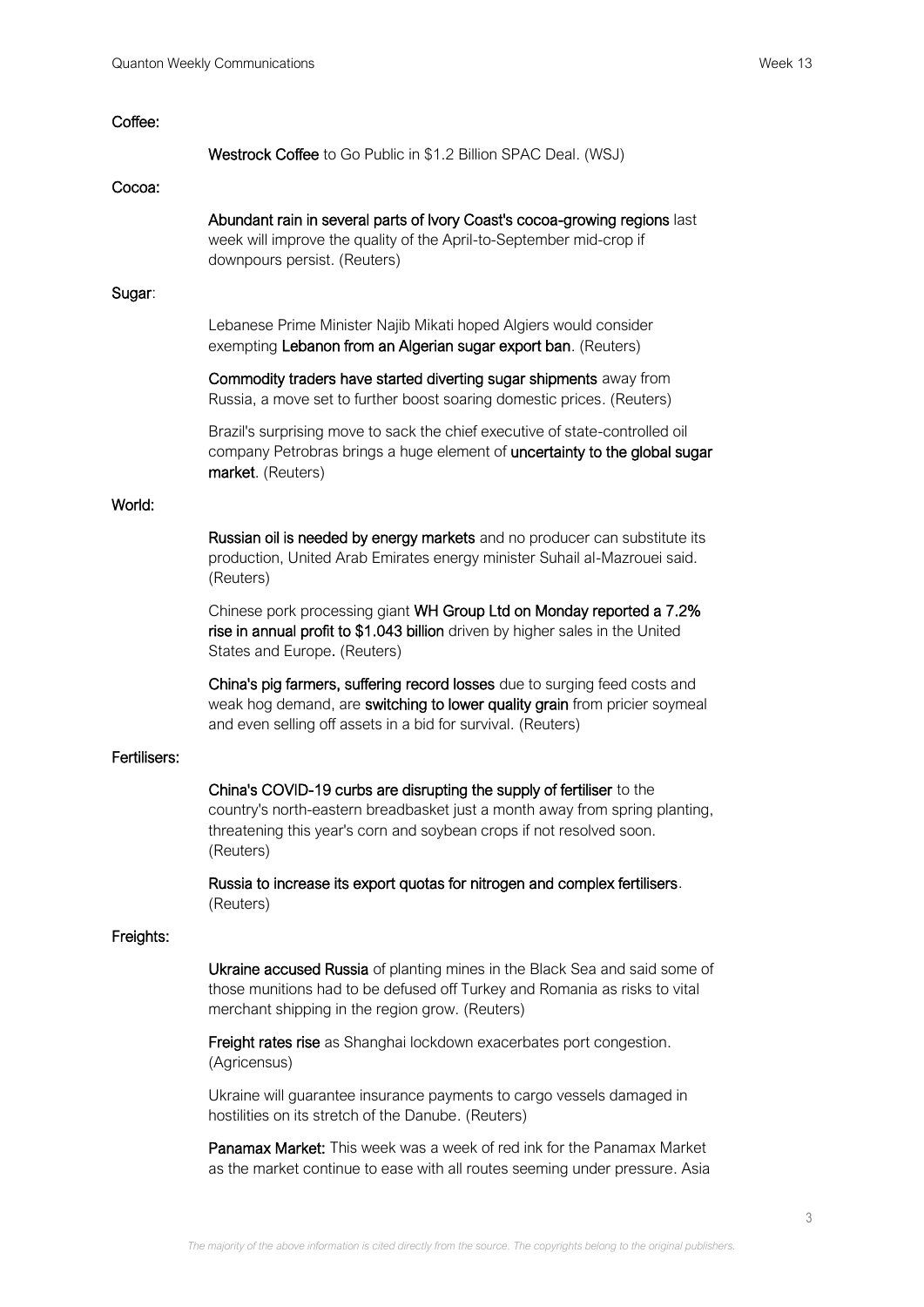## Coffee:

**Westrock Coffee** to Go Public in $1.2 Billion SPAC Deal. (WSJ)

## Cocoa:

**Abundant rain in several parts of Ivory Coast's cocoa-growing regions** last week will improve the quality of the April-to-September mid-crop if downpours persist. (Reuters)

## Sugar:

Lebanese Prime Minister Najib Mikati hoped Algiers would consider exempting **Lebanon from an Algerian sugar export ban**. (Reuters)

**Commodity traders have started diverting sugar shipments** away from Russia, a move set to further boost soaring domestic prices. (Reuters)

Brazil's surprising move to sack the chief executive of state-controlled oil company Petrobras brings a huge element of **uncertainty to the global sugar market**. (Reuters)

## World:

**Russian oil is needed by energy markets** and no producer can substitute its production, United Arab Emirates energy minister Suhail al-Mazrouei said. (Reuters)

Chinese pork processing giant **WH Group Ltd on Monday reported a 7.2% rise in annual profit to $1.043 billion** driven by higher sales in the United States and Europe. (Reuters)

**China's pig farmers, suffering record losses** due to surging feed costs and weak hog demand, are **switching to lower quality grain** from pricier soymeal and even selling off assets in a bid for survival. (Reuters)

## Fertilisers:

**China's COVID-19 curbs are disrupting the supply of fertiliser** to the country's north-eastern breadbasket just a month away from spring planting, threatening this year's corn and soybean crops if not resolved soon. (Reuters)

**Russia to increase its export quotas for nitrogen and complex fertilisers**. (Reuters)

## Freights:

**Ukraine accused Russia** of planting mines in the Black Sea and said some of those munitions had to be defused off Turkey and Romania as risks to vital merchant shipping in the region grow. (Reuters)

**Freight rates rise** as Shanghai lockdown exacerbates port congestion. (Agricensus)

Ukraine will guarantee insurance payments to cargo vessels damaged in hostilities on its stretch of the Danube. (Reuters)

**Panamax Market:** This week was a week of red ink for the Panamax Market as the market continue to ease with all routes seeming under pressure. Asia

*The majority of the above information is cited directly from the source. The copyrights belong to the original publishers.*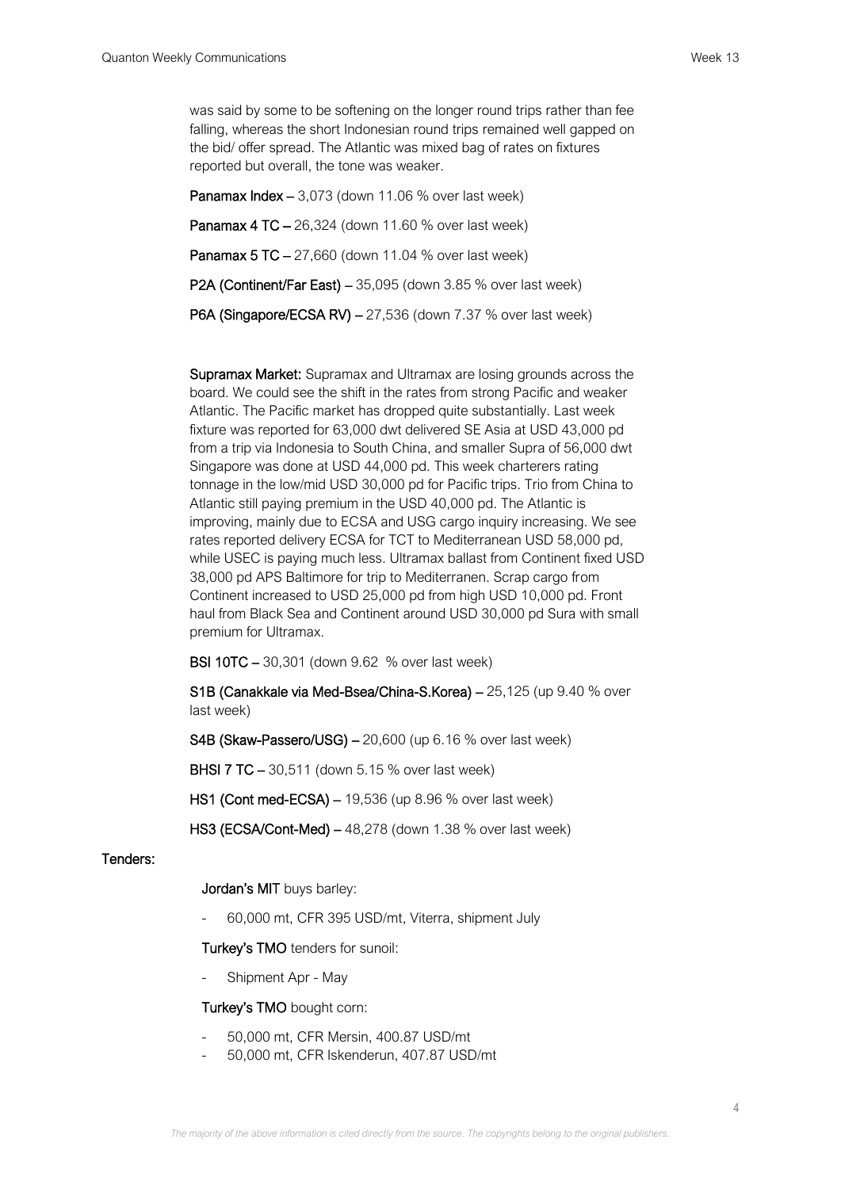was said by some to be softening on the longer round trips rather than fee falling, whereas the short Indonesian round trips remained well gapped on the bid/ offer spread. The Atlantic was mixed bag of rates on fixtures reported but overall, the tone was weaker.

**Panamax Index** – 3,073 (down 11.06 % over last week)

**Panamax 4 TC** – 26,324 (down 11.60 % over last week)

**Panamax 5 TC** – 27,660 (down 11.04 % over last week)

**P2A (Continent/Far East)** – 35,095 (down 3.85 % over last week)

**P6A (Singapore/ECSA RV)** – 27,536 (down 7.37 % over last week)

**Supramax Market:** Supramax and Ultramax are losing grounds across the board. We could see the shift in the rates from strong Pacific and weaker Atlantic. The Pacific market has dropped quite substantially. Last week fixture was reported for 63,000 dwt delivered SE Asia at USD 43,000 pd from a trip via Indonesia to South China, and smaller Supra of 56,000 dwt Singapore was done at USD 44,000 pd. This week charterers rating tonnage in the low/mid USD 30,000 pd for Pacific trips. Trio from China to Atlantic still paying premium in the USD 40,000 pd. The Atlantic is improving, mainly due to ECSA and USG cargo inquiry increasing. We see rates reported delivery ECSA for TCT to Mediterranean USD 58,000 pd, while USEC is paying much less. Ultramax ballast from Continent fixed USD 38,000 pd APS Baltimore for trip to Mediterranen. Scrap cargo from Continent increased to USD 25,000 pd from high USD 10,000 pd. Front haul from Black Sea and Continent around USD 30,000 pd Sura with small premium for Ultramax.

**BSI 10TC** – 30,301 (down 9.62 % over last week)

**S1B (Canakkale via Med-Bsea/China-S.Korea)** – 25,125 (up 9.40 % over last week)

**S4B (Skaw-Passero/USG)** – 20,600 (up 6.16 % over last week)

**BHSI 7 TC** – 30,511 (down 5.15 % over last week)

**HS1 (Cont med-ECSA)** – 19,536 (up 8.96 % over last week)

**HS3 (ECSA/Cont-Med)** – 48,278 (down 1.38 % over last week)

## Tenders:

**Jordan's MIT** buys barley:

- 60,000 mt, CFR 395 USD/mt, Viterra, shipment July

**Turkey's TMO** tenders for sunoil:

- Shipment Apr - May

**Turkey's TMO** bought corn:

- 50,000 mt, CFR Mersin, 400.87 USD/mt
- 50,000 mt, CFR Iskenderun, 407.87 USD/mt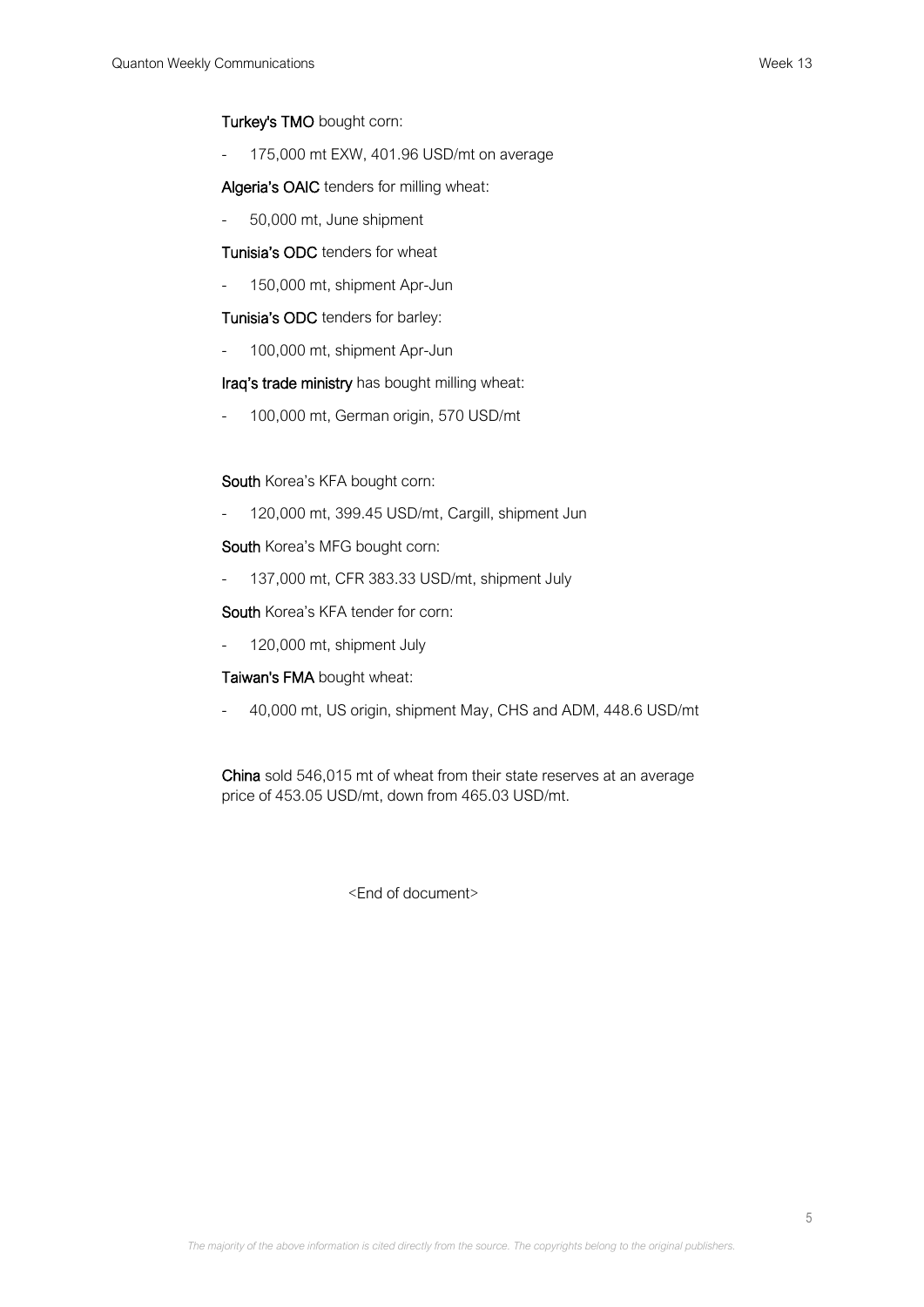**Turkey's TMO** bought corn:

- 175,000 mt EXW, 401.96 USD/mt on average

**Algeria's OAIC** tenders for milling wheat:

- 50,000 mt, June shipment

**Tunisia's ODC** tenders for wheat

- 150,000 mt, shipment Apr-Jun

**Tunisia's ODC** tenders for barley:

- 100,000 mt, shipment Apr-Jun

**Iraq's trade ministry** has bought milling wheat:

- 100,000 mt, German origin, 570 USD/mt

**South** Korea's KFA bought corn:

- 120,000 mt, 399.45 USD/mt, Cargill, shipment Jun

**South** Korea's MFG bought corn:

- 137,000 mt, CFR 383.33 USD/mt, shipment July

**South** Korea's KFA tender for corn:

- 120,000 mt, shipment July

**Taiwan's FMA** bought wheat:

- 40,000 mt, US origin, shipment May, CHS and ADM, 448.6 USD/mt

**China** sold 546,015 mt of wheat from their state reserves at an average price of 453.05 USD/mt, down from 465.03 USD/mt.

<End of document>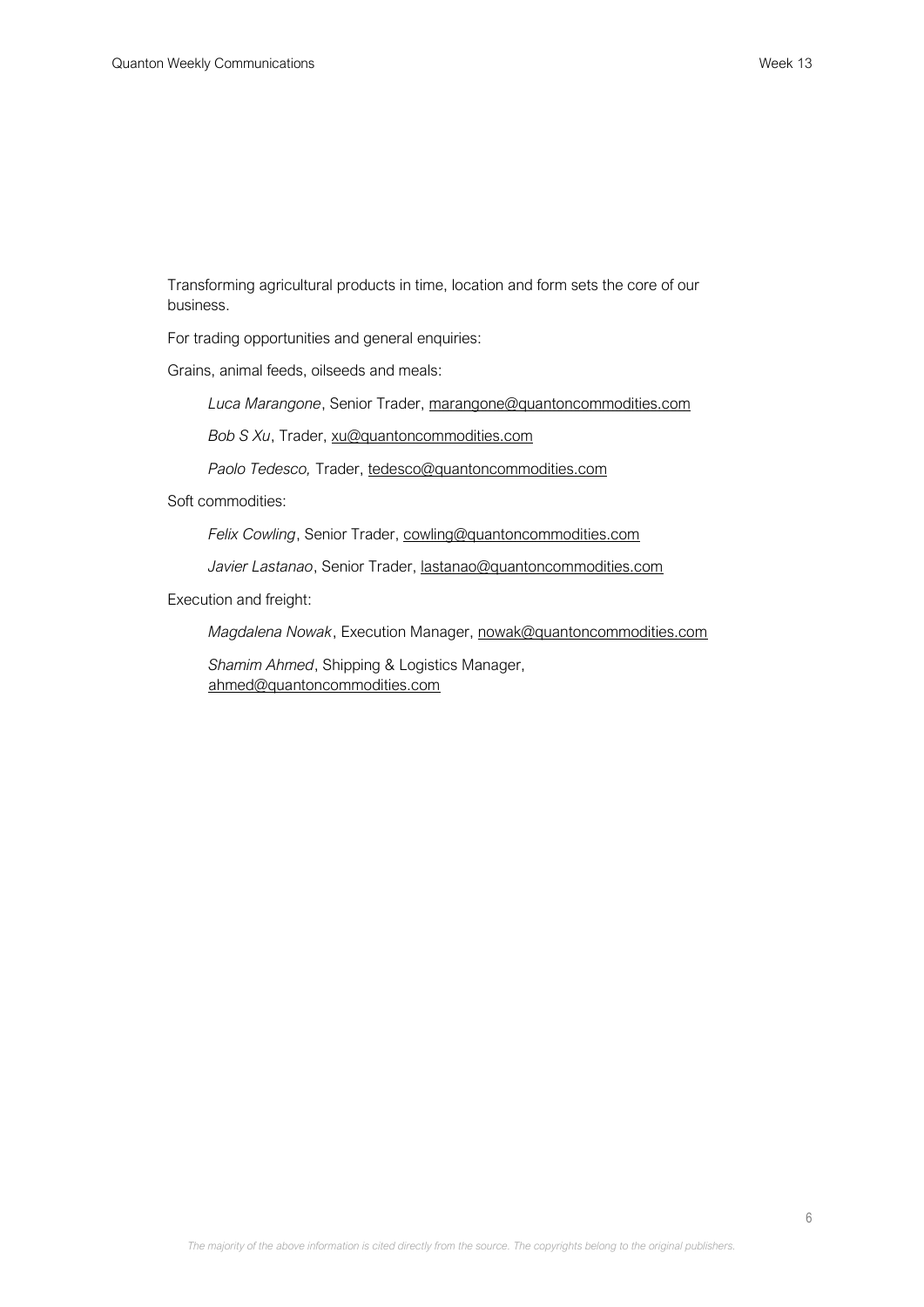Transforming agricultural products in time, location and form sets the core of our business.

For trading opportunities and general enquiries:

Grains, animal feeds, oilseeds and meals:

- *Luca Marangone*, Senior Trader, marangone@quantoncommodities.com
- *Bob S Xu*, Trader, xu@quantoncommodities.com
- *Paolo Tedesco,* Trader, tedesco@quantoncommodities.com

Soft commodities:

- *Felix Cowling*, Senior Trader, cowling@quantoncommodities.com
- *Javier Lastanao*, Senior Trader, lastanao@quantoncommodities.com

Execution and freight:

- *Magdalena Nowak*, Execution Manager, nowak@quantoncommodities.com
- *Shamim Ahmed*, Shipping & Logistics Manager, ahmed@quantoncommodities.com

*The majority of the above information is cited directly from the source. The copyrights belong to the original publishers.*